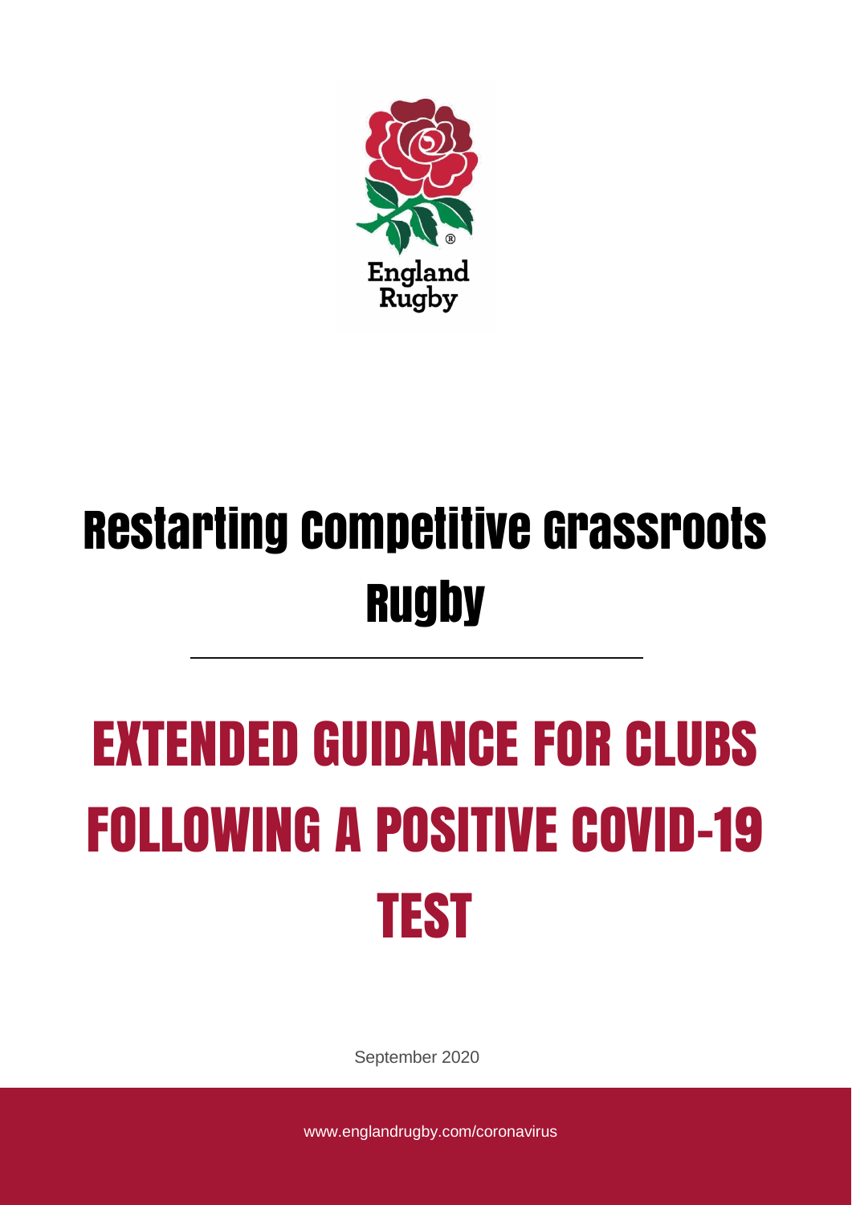England Rugby

# Restarting Competitive Grassroots Rugby

## EXTENDED GUIDANCE FOR CLUBS FOLLOWING A POSITIVE COVID-19 TEST

September 2020

www.englandrugby.com/coronavirus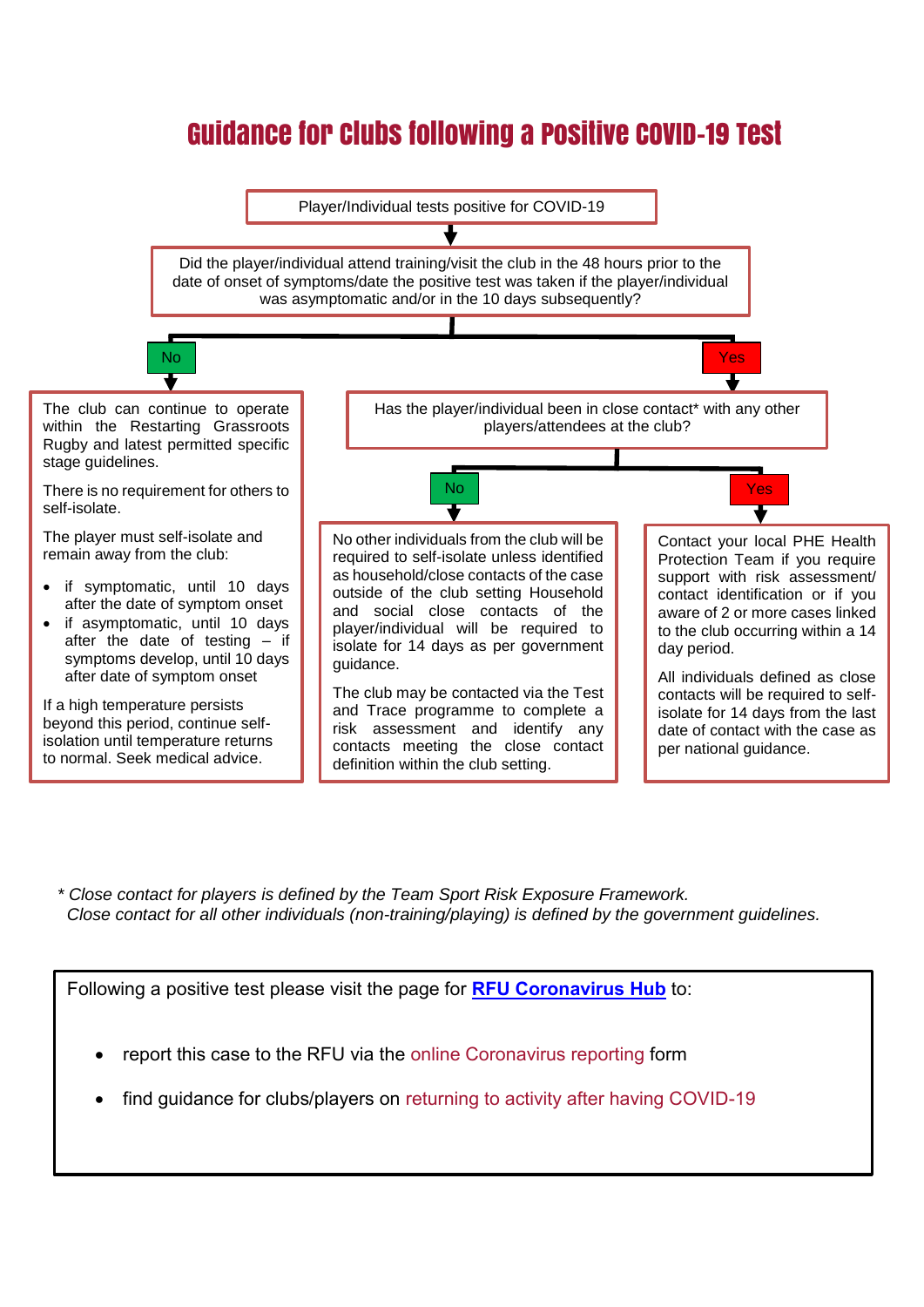# Guidance for Clubs following a Positive COVID-19 Test

Player/Individual tests positive for COVID-19

Did the player/individual attend training/visit the club in the 48 hours prior to the date of onset of symptoms/date the positive test was taken if the player/individual was asymptomatic and/or in the 10 days subsequently?

**No**

The club can continue to operate within the Restarting Grassroots Rugby and latest permitted specific stage guidelines.

There is no requirement for others to self-isolate.

The player must self-isolate and remain away from the club:

- if symptomatic, until 10 days after the date of symptom onset
- if asymptomatic, until 10 days after the date of testing – if symptoms develop, until 10 days after date of symptom onset

If a high temperature persists beyond this period, continue self-isolation until temperature returns to normal. Seek medical advice.

**Yes**

Has the player/individual been in close contact* with any other players/attendees at the club?

**No**

No other individuals from the club will be required to self-isolate unless identified as household/close contacts of the case outside of the club setting Household and social close contacts of the player/individual will be required to isolate for 14 days as per government guidance.

The club may be contacted via the Test and Trace programme to complete a risk assessment and identify any contacts meeting the close contact definition within the club setting.

**Yes**

Contact your local PHE Health Protection Team if you require support with risk assessment/ contact identification or if you aware of 2 or more cases linked to the club occurring within a 14 day period.

All individuals defined as close contacts will be required to self-isolate for 14 days from the last date of contact with the case as per national guidance.

*\* Close contact for players is defined by the Team Sport Risk Exposure Framework.*
*Close contact for all other individuals (non-training/playing) is defined by the government guidelines.*

Following a positive test please visit the page for **RFU Coronavirus Hub** to:

- report this case to the RFU via the online Coronavirus reporting form
- find guidance for clubs/players on returning to activity after having COVID-19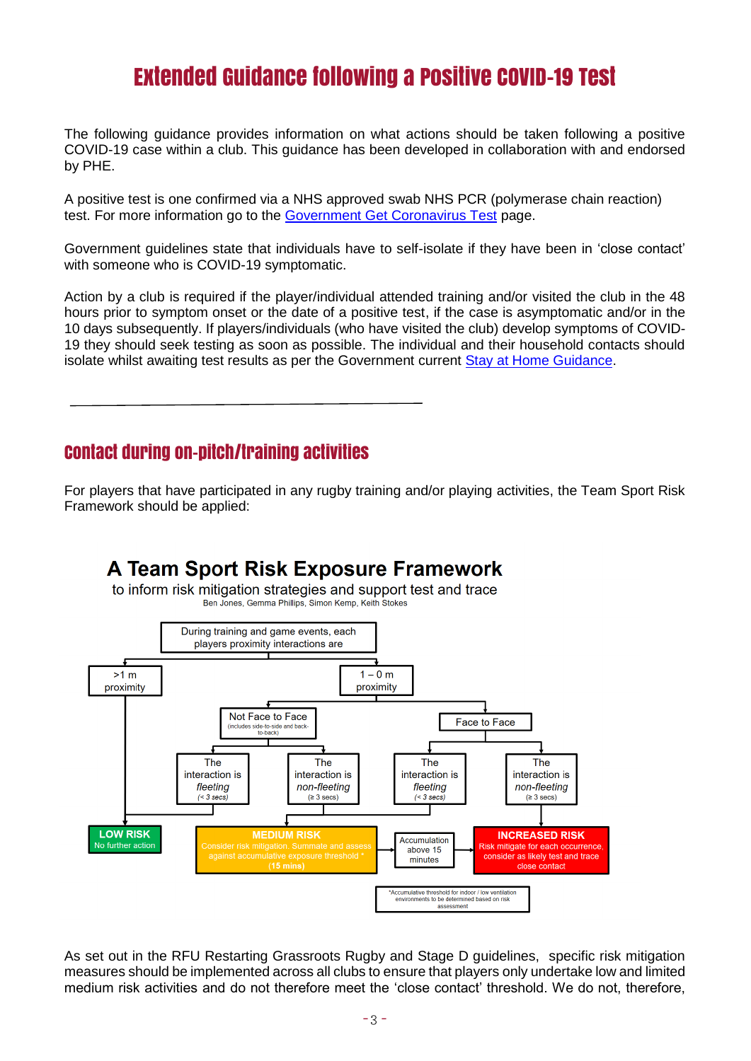# Extended Guidance following a Positive COVID-19 Test

The following guidance provides information on what actions should be taken following a positive COVID-19 case within a club. This guidance has been developed in collaboration with and endorsed by PHE.

A positive test is one confirmed via a NHS approved swab NHS PCR (polymerase chain reaction) test. For more information go to the Government Get Coronavirus Test page.

Government guidelines state that individuals have to self-isolate if they have been in 'close contact' with someone who is COVID-19 symptomatic.

Action by a club is required if the player/individual attended training and/or visited the club in the 48 hours prior to symptom onset or the date of a positive test, if the case is asymptomatic and/or in the 10 days subsequently. If players/individuals (who have visited the club) develop symptoms of COVID-19 they should seek testing as soon as possible. The individual and their household contacts should isolate whilst awaiting test results as per the Government current Stay at Home Guidance.

---

## Contact during on-pitch/training activities

For players that have participated in any rugby training and/or playing activities, the Team Sport Risk Framework should be applied:

**A Team Sport Risk Exposure Framework**

to inform risk mitigation strategies and support test and trace

Ben Jones, Gemma Phillips, Simon Kemp, Keith Stokes

During training and game events, each players proximity interactions are

- >1 m proximity → **LOW RISK** – No further action
- 1 – 0 m proximity
  - Not Face to Face (includes side-to-side and back-to-back)
    - The interaction is *fleeting* (< 3 secs) → **LOW RISK** – No further action
    - The interaction is *non-fleeting* (≥ 3 secs) → **MEDIUM RISK** – Consider risk mitigation. Summate and assess against accumulative exposure threshold * (15 mins)
  - Face to Face
    - The interaction is *fleeting* (< 3 secs) → **MEDIUM RISK** – Consider risk mitigation. Summate and assess against accumulative exposure threshold * (15 mins)
    - The interaction is *non-fleeting* (≥ 3 secs) → **INCREASED RISK** – Risk mitigate for each occurrence, consider as likely test and trace close contact

MEDIUM RISK → Accumulation above 15 minutes → INCREASED RISK

*Accumulative threshold for indoor / low ventilation environments to be determined based on risk assessment

As set out in the RFU Restarting Grassroots Rugby and Stage D guidelines, specific risk mitigation measures should be implemented across all clubs to ensure that players only undertake low and limited medium risk activities and do not therefore meet the 'close contact' threshold. We do not, therefore,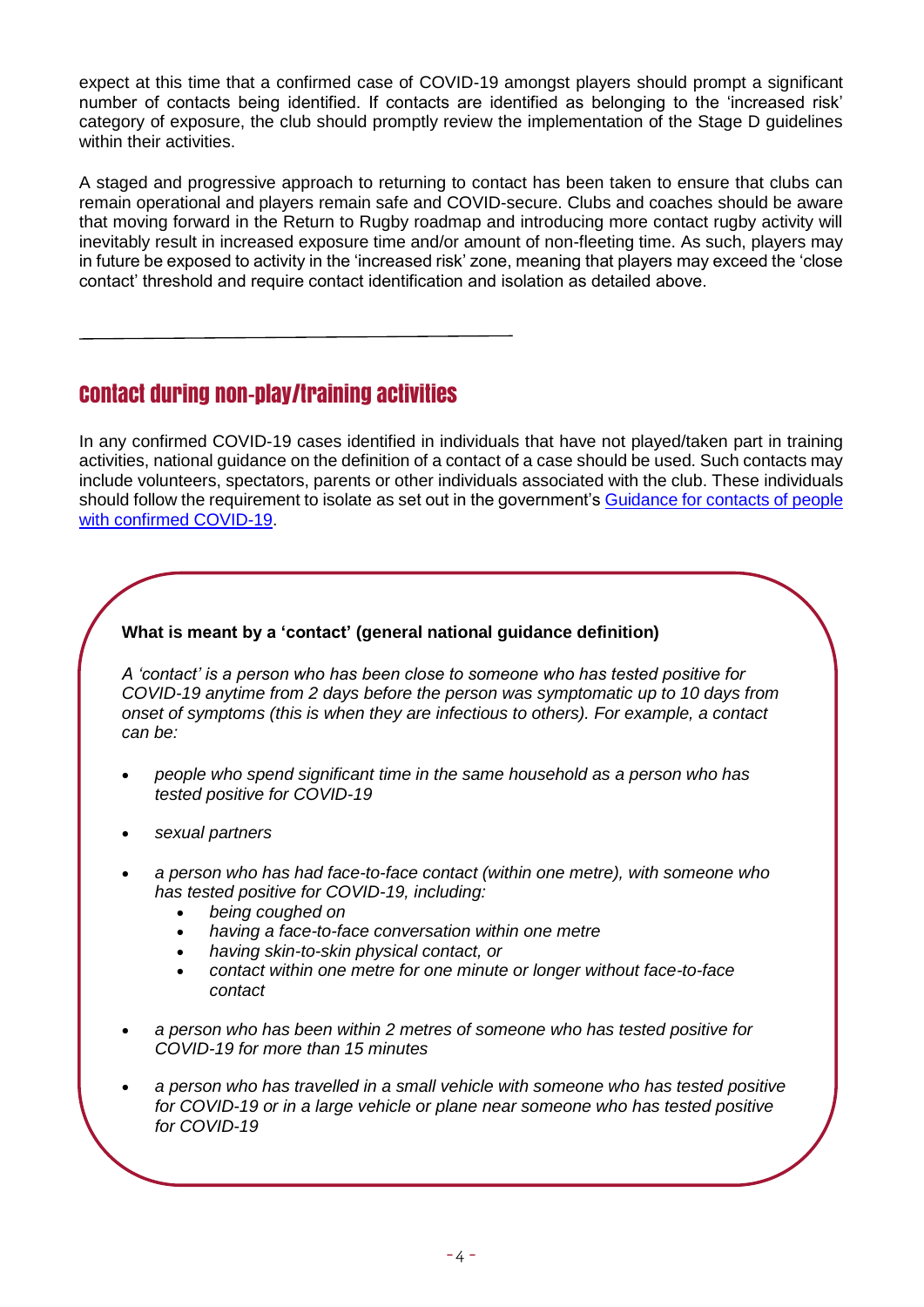expect at this time that a confirmed case of COVID-19 amongst players should prompt a significant number of contacts being identified. If contacts are identified as belonging to the 'increased risk' category of exposure, the club should promptly review the implementation of the Stage D guidelines within their activities.

A staged and progressive approach to returning to contact has been taken to ensure that clubs can remain operational and players remain safe and COVID-secure. Clubs and coaches should be aware that moving forward in the Return to Rugby roadmap and introducing more contact rugby activity will inevitably result in increased exposure time and/or amount of non-fleeting time. As such, players may in future be exposed to activity in the 'increased risk' zone, meaning that players may exceed the 'close contact' threshold and require contact identification and isolation as detailed above.

---

## Contact during non-play/training activities

In any confirmed COVID-19 cases identified in individuals that have not played/taken part in training activities, national guidance on the definition of a contact of a case should be used. Such contacts may include volunteers, spectators, parents or other individuals associated with the club. These individuals should follow the requirement to isolate as set out in the government's Guidance for contacts of people with confirmed COVID-19.

**What is meant by a 'contact' (general national guidance definition)**

*A 'contact' is a person who has been close to someone who has tested positive for COVID-19 anytime from 2 days before the person was symptomatic up to 10 days from onset of symptoms (this is when they are infectious to others). For example, a contact can be:*

- *people who spend significant time in the same household as a person who has tested positive for COVID-19*
- *sexual partners*
- *a person who has had face-to-face contact (within one metre), with someone who has tested positive for COVID-19, including:*
    - *being coughed on*
    - *having a face-to-face conversation within one metre*
    - *having skin-to-skin physical contact, or*
    - *contact within one metre for one minute or longer without face-to-face contact*
- *a person who has been within 2 metres of someone who has tested positive for COVID-19 for more than 15 minutes*
- *a person who has travelled in a small vehicle with someone who has tested positive for COVID-19 or in a large vehicle or plane near someone who has tested positive for COVID-19*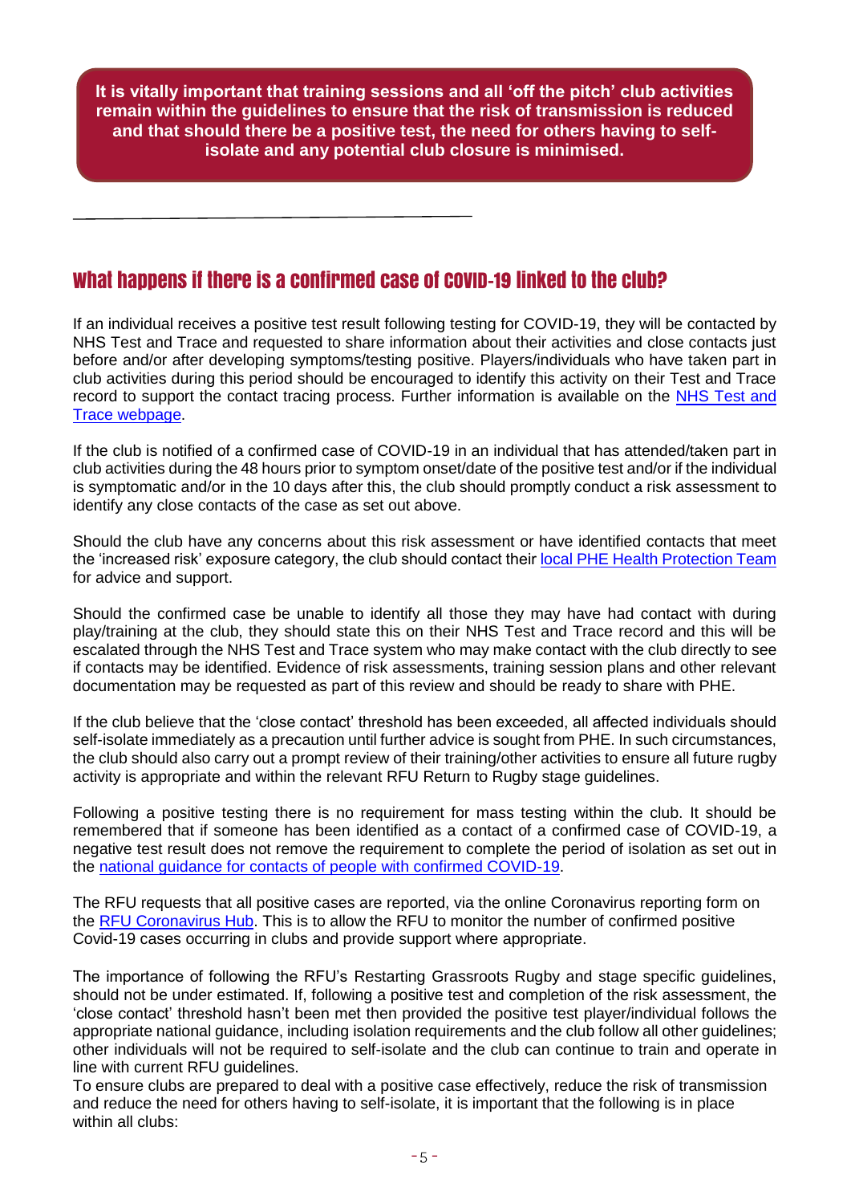**It is vitally important that training sessions and all 'off the pitch' club activities remain within the guidelines to ensure that the risk of transmission is reduced and that should there be a positive test, the need for others having to self-isolate and any potential club closure is minimised.**

---

## What happens if there is a confirmed case of COVID-19 linked to the club?

If an individual receives a positive test result following testing for COVID-19, they will be contacted by NHS Test and Trace and requested to share information about their activities and close contacts just before and/or after developing symptoms/testing positive. Players/individuals who have taken part in club activities during this period should be encouraged to identify this activity on their Test and Trace record to support the contact tracing process. Further information is available on the [NHS Test and Trace webpage](#).

If the club is notified of a confirmed case of COVID-19 in an individual that has attended/taken part in club activities during the 48 hours prior to symptom onset/date of the positive test and/or if the individual is symptomatic and/or in the 10 days after this, the club should promptly conduct a risk assessment to identify any close contacts of the case as set out above.

Should the club have any concerns about this risk assessment or have identified contacts that meet the 'increased risk' exposure category, the club should contact their [local PHE Health Protection Team](#) for advice and support.

Should the confirmed case be unable to identify all those they may have had contact with during play/training at the club, they should state this on their NHS Test and Trace record and this will be escalated through the NHS Test and Trace system who may make contact with the club directly to see if contacts may be identified. Evidence of risk assessments, training session plans and other relevant documentation may be requested as part of this review and should be ready to share with PHE.

If the club believe that the 'close contact' threshold has been exceeded, all affected individuals should self-isolate immediately as a precaution until further advice is sought from PHE. In such circumstances, the club should also carry out a prompt review of their training/other activities to ensure all future rugby activity is appropriate and within the relevant RFU Return to Rugby stage guidelines.

Following a positive testing there is no requirement for mass testing within the club. It should be remembered that if someone has been identified as a contact of a confirmed case of COVID-19, a negative test result does not remove the requirement to complete the period of isolation as set out in the [national guidance for contacts of people with confirmed COVID-19](#).

The RFU requests that all positive cases are reported, via the online Coronavirus reporting form on the [RFU Coronavirus Hub](#). This is to allow the RFU to monitor the number of confirmed positive Covid-19 cases occurring in clubs and provide support where appropriate.

The importance of following the RFU's Restarting Grassroots Rugby and stage specific guidelines, should not be under estimated. If, following a positive test and completion of the risk assessment, the 'close contact' threshold hasn't been met then provided the positive test player/individual follows the appropriate national guidance, including isolation requirements and the club follow all other guidelines; other individuals will not be required to self-isolate and the club can continue to train and operate in line with current RFU guidelines.
To ensure clubs are prepared to deal with a positive case effectively, reduce the risk of transmission and reduce the need for others having to self-isolate, it is important that the following is in place within all clubs: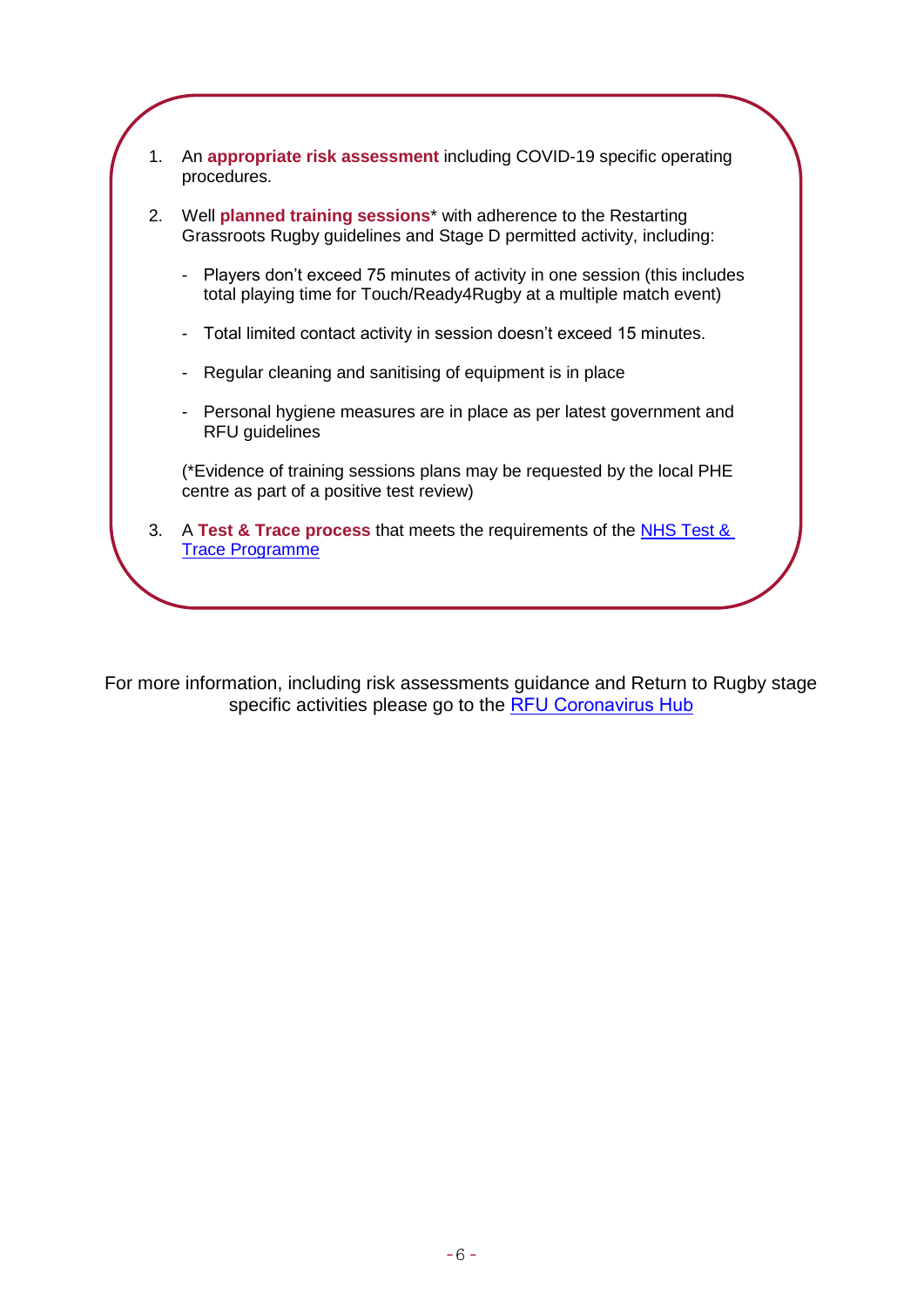1. An **appropriate risk assessment** including COVID-19 specific operating procedures.

2. Well **planned training sessions*** with adherence to the Restarting Grassroots Rugby guidelines and Stage D permitted activity, including:

   - Players don't exceed 75 minutes of activity in one session (this includes total playing time for Touch/Ready4Rugby at a multiple match event)
   - Total limited contact activity in session doesn't exceed 15 minutes.
   - Regular cleaning and sanitising of equipment is in place
   - Personal hygiene measures are in place as per latest government and RFU guidelines

   (*Evidence of training sessions plans may be requested by the local PHE centre as part of a positive test review)

3. A **Test & Trace process** that meets the requirements of the NHS Test & Trace Programme

For more information, including risk assessments guidance and Return to Rugby stage specific activities please go to the RFU Coronavirus Hub